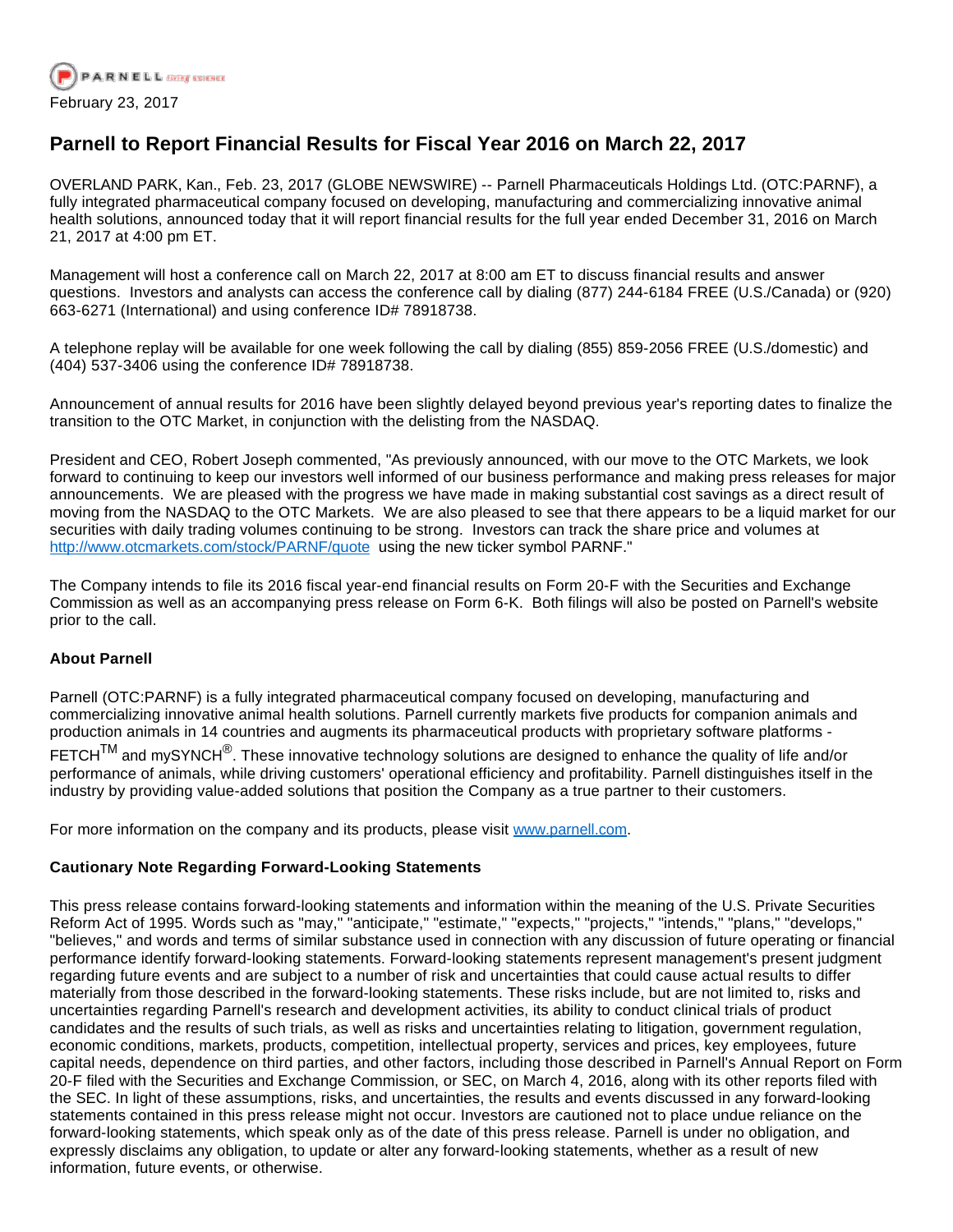February 23, 2017

# Parnell to Report Financial Results for Fiscal Year 2016 on March 22, 2017

OVERLAND PARK, Kan., Feb. 23, 2017 (GLOBE NEWSWIRE) -- Parnell Pharmaceuticals Holdings Ltd. (OTC:PARNF), a fully integrated pharmaceutical company focused on developing, manufacturing and commercializing innovative animal health solutions, announced today that it will report financial results for the full year ended December 31, 2016 on March 21, 2017 at 4:00 pm ET.

Management will host a conference call on March 22, 2017 at 8:00 am ET to discuss financial results and answer questions. Investors and analysts can access the conference call by dialing (877) 244-6184 FREE (U.S./Canada) or (920) 663-6271 (International) and using conference ID# 78918738.

A telephone replay will be available for one week following the call by dialing (855) 859-2056 FREE (U.S./domestic) and (404) 537-3406 using the conference ID# 78918738.

Announcement of annual results for 2016 have been slightly delayed beyond previous year's reporting dates to finalize the transition to the OTC Market, in conjunction with the delisting from the NASDAQ.

President and CEO, Robert Joseph commented, "As previously announced, with our move to the OTC Markets, we look forward to continuing to keep our investors well informed of our business performance and making press releases for major announcements. We are pleased with the progress we have made in making substantial cost savings as a direct result of moving from the NASDAQ to the OTC Markets. We are also pleased to see that there appears to be a liquid market for our securities with daily trading volumes continuing to be strong. Investors can track the share price and volumes at http://www.otcmarkets.com/stock/PARNF/quote using the new ticker symbol PARNF."

The Company intends to file its 2016 fiscal year-end financial results on Form 20-F with the Securities and Exchange Commission as well as an accompanying press release on Form 6-K. Both filings will also be posted on Parnell's website prior to the call.

**About Parnell**

Parnell (OTC:PARNF) is a fully integrated pharmaceutical company focused on developing, manufacturing and commercializing innovative animal health solutions. Parnell currently markets five products for companion animals and production animals in 14 countries and augments its pharmaceutical products with proprietary software platforms - FETCH™ and mySYNCH®. These innovative technology solutions are designed to enhance the quality of life and/or performance of animals, while driving customers' operational efficiency and profitability. Parnell distinguishes itself in the industry by providing value-added solutions that position the Company as a true partner to their customers.

For more information on the company and its products, please visit www.parnell.com.

**Cautionary Note Regarding Forward-Looking Statements**

This press release contains forward-looking statements and information within the meaning of the U.S. Private Securities Reform Act of 1995. Words such as "may," "anticipate," "estimate," "expects," "projects," "intends," "plans," "develops," "believes," and words and terms of similar substance used in connection with any discussion of future operating or financial performance identify forward-looking statements. Forward-looking statements represent management's present judgment regarding future events and are subject to a number of risk and uncertainties that could cause actual results to differ materially from those described in the forward-looking statements. These risks include, but are not limited to, risks and uncertainties regarding Parnell's research and development activities, its ability to conduct clinical trials of product candidates and the results of such trials, as well as risks and uncertainties relating to litigation, government regulation, economic conditions, markets, products, competition, intellectual property, services and prices, key employees, future capital needs, dependence on third parties, and other factors, including those described in Parnell's Annual Report on Form 20-F filed with the Securities and Exchange Commission, or SEC, on March 4, 2016, along with its other reports filed with the SEC. In light of these assumptions, risks, and uncertainties, the results and events discussed in any forward-looking statements contained in this press release might not occur. Investors are cautioned not to place undue reliance on the forward-looking statements, which speak only as of the date of this press release. Parnell is under no obligation, and expressly disclaims any obligation, to update or alter any forward-looking statements, whether as a result of new information, future events, or otherwise.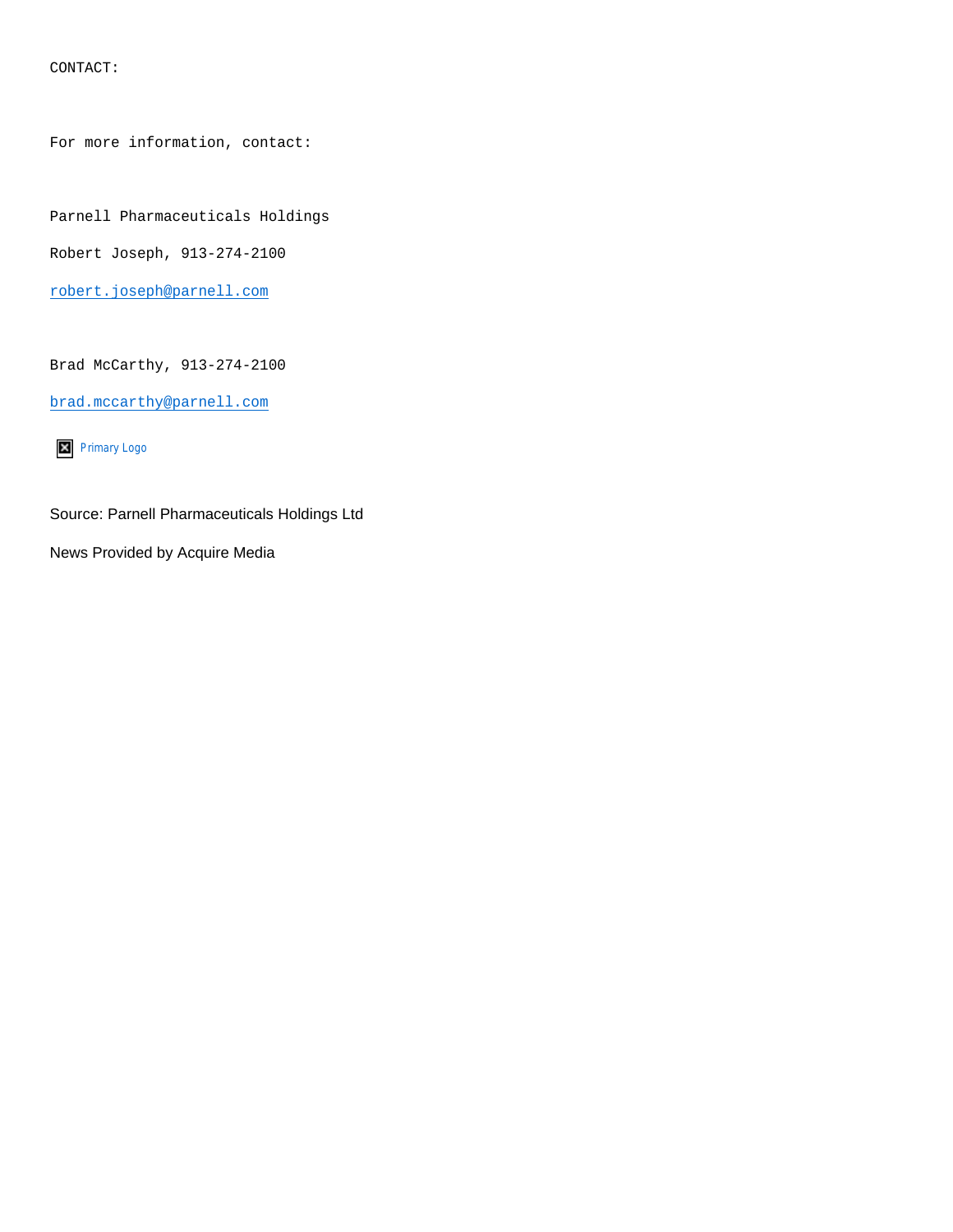CONTACT:

For more information, contact:

Parnell Pharmaceuticals Holdings

Robert Joseph, 913-274-2100

robert.joseph@parnell.com

Brad McCarthy, 913-274-2100

brad.mccarthy@parnell.com

Primary Logo

Source: Parnell Pharmaceuticals Holdings Ltd

News Provided by Acquire Media